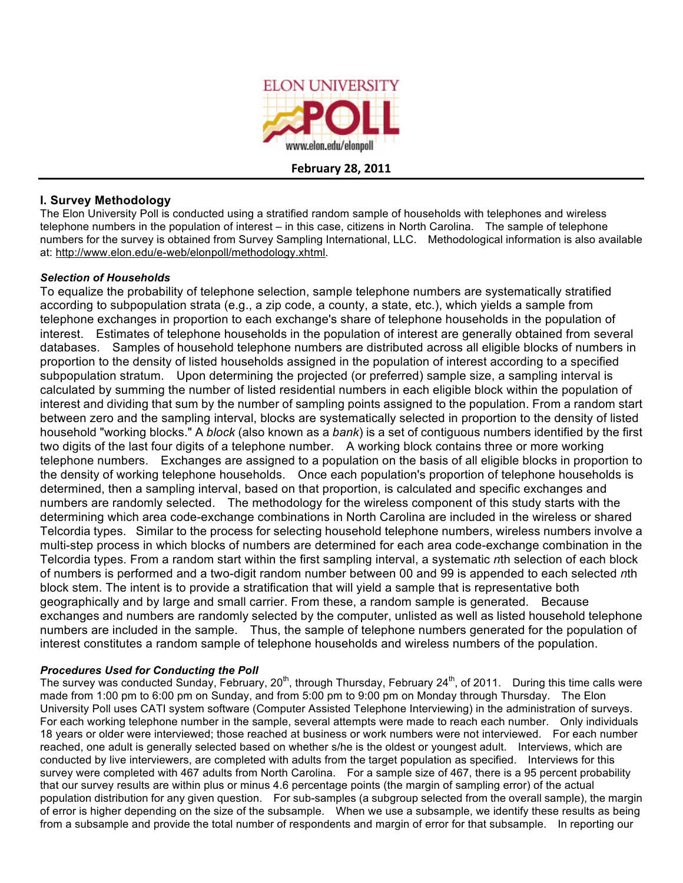ELON UNIVERSITY POLL

www.elon.edu/elonpoll

**February 28, 2011**

---

## I. Survey Methodology

The Elon University Poll is conducted using a stratified random sample of households with telephones and wireless telephone numbers in the population of interest – in this case, citizens in North Carolina. The sample of telephone numbers for the survey is obtained from Survey Sampling International, LLC. Methodological information is also available at: http://www.elon.edu/e-web/elonpoll/methodology.xhtml.

### *Selection of Households*

To equalize the probability of telephone selection, sample telephone numbers are systematically stratified according to subpopulation strata (e.g., a zip code, a county, a state, etc.), which yields a sample from telephone exchanges in proportion to each exchange's share of telephone households in the population of interest. Estimates of telephone households in the population of interest are generally obtained from several databases. Samples of household telephone numbers are distributed across all eligible blocks of numbers in proportion to the density of listed households assigned in the population of interest according to a specified subpopulation stratum. Upon determining the projected (or preferred) sample size, a sampling interval is calculated by summing the number of listed residential numbers in each eligible block within the population of interest and dividing that sum by the number of sampling points assigned to the population. From a random start between zero and the sampling interval, blocks are systematically selected in proportion to the density of listed household "working blocks." A *block* (also known as a *bank*) is a set of contiguous numbers identified by the first two digits of the last four digits of a telephone number. A working block contains three or more working telephone numbers. Exchanges are assigned to a population on the basis of all eligible blocks in proportion to the density of working telephone households. Once each population's proportion of telephone households is determined, then a sampling interval, based on that proportion, is calculated and specific exchanges and numbers are randomly selected. The methodology for the wireless component of this study starts with the determining which area code-exchange combinations in North Carolina are included in the wireless or shared Telcordia types. Similar to the process for selecting household telephone numbers, wireless numbers involve a multi-step process in which blocks of numbers are determined for each area code-exchange combination in the Telcordia types. From a random start within the first sampling interval, a systematic *n*th selection of each block of numbers is performed and a two-digit random number between 00 and 99 is appended to each selected *n*th block stem. The intent is to provide a stratification that will yield a sample that is representative both geographically and by large and small carrier. From these, a random sample is generated. Because exchanges and numbers are randomly selected by the computer, unlisted as well as listed household telephone numbers are included in the sample. Thus, the sample of telephone numbers generated for the population of interest constitutes a random sample of telephone households and wireless numbers of the population.

### *Procedures Used for Conducting the Poll*

The survey was conducted Sunday, February, 20th, through Thursday, February 24th, of 2011. During this time calls were made from 1:00 pm to 6:00 pm on Sunday, and from 5:00 pm to 9:00 pm on Monday through Thursday. The Elon University Poll uses CATI system software (Computer Assisted Telephone Interviewing) in the administration of surveys. For each working telephone number in the sample, several attempts were made to reach each number. Only individuals 18 years or older were interviewed; those reached at business or work numbers were not interviewed. For each number reached, one adult is generally selected based on whether s/he is the oldest or youngest adult. Interviews, which are conducted by live interviewers, are completed with adults from the target population as specified. Interviews for this survey were completed with 467 adults from North Carolina. For a sample size of 467, there is a 95 percent probability that our survey results are within plus or minus 4.6 percentage points (the margin of sampling error) of the actual population distribution for any given question. For sub-samples (a subgroup selected from the overall sample), the margin of error is higher depending on the size of the subsample. When we use a subsample, we identify these results as being from a subsample and provide the total number of respondents and margin of error for that subsample. In reporting our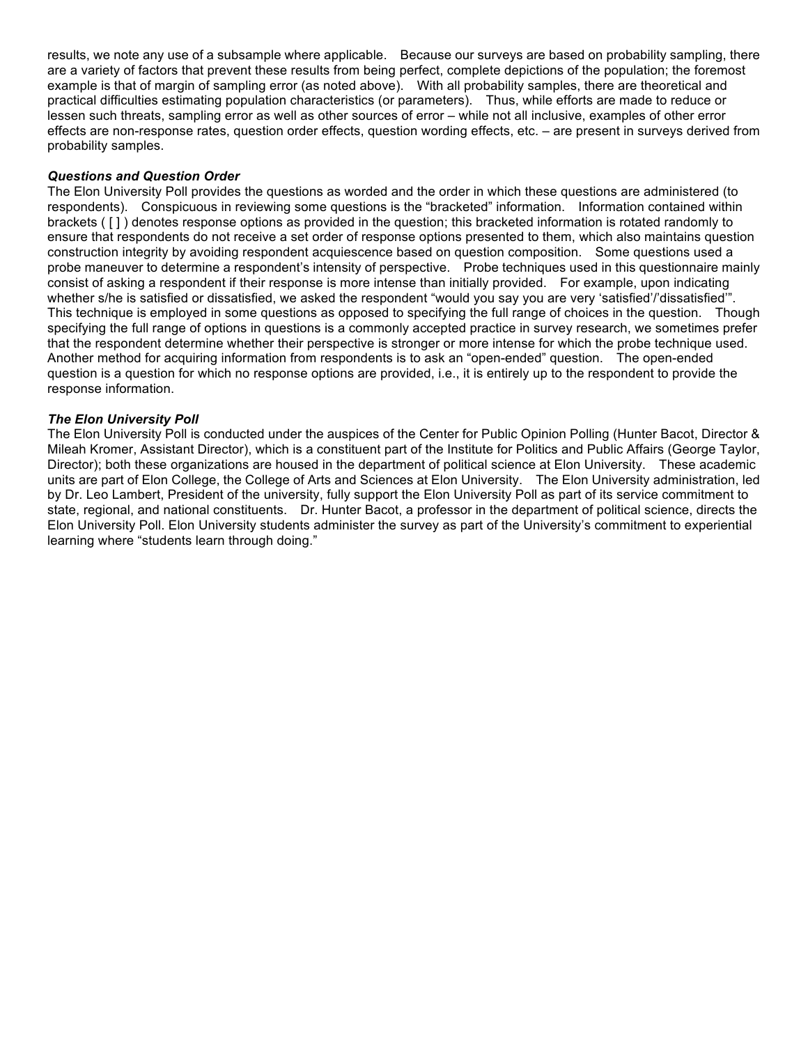results, we note any use of a subsample where applicable. Because our surveys are based on probability sampling, there are a variety of factors that prevent these results from being perfect, complete depictions of the population; the foremost example is that of margin of sampling error (as noted above). With all probability samples, there are theoretical and practical difficulties estimating population characteristics (or parameters). Thus, while efforts are made to reduce or lessen such threats, sampling error as well as other sources of error – while not all inclusive, examples of other error effects are non-response rates, question order effects, question wording effects, etc. – are present in surveys derived from probability samples.

***Questions and Question Order***

The Elon University Poll provides the questions as worded and the order in which these questions are administered (to respondents). Conspicuous in reviewing some questions is the "bracketed" information. Information contained within brackets ( [ ] ) denotes response options as provided in the question; this bracketed information is rotated randomly to ensure that respondents do not receive a set order of response options presented to them, which also maintains question construction integrity by avoiding respondent acquiescence based on question composition. Some questions used a probe maneuver to determine a respondent's intensity of perspective. Probe techniques used in this questionnaire mainly consist of asking a respondent if their response is more intense than initially provided. For example, upon indicating whether s/he is satisfied or dissatisfied, we asked the respondent "would you say you are very 'satisfied'/'dissatisfied'". This technique is employed in some questions as opposed to specifying the full range of choices in the question. Though specifying the full range of options in questions is a commonly accepted practice in survey research, we sometimes prefer that the respondent determine whether their perspective is stronger or more intense for which the probe technique used. Another method for acquiring information from respondents is to ask an "open-ended" question. The open-ended question is a question for which no response options are provided, i.e., it is entirely up to the respondent to provide the response information.

***The Elon University Poll***

The Elon University Poll is conducted under the auspices of the Center for Public Opinion Polling (Hunter Bacot, Director & Mileah Kromer, Assistant Director), which is a constituent part of the Institute for Politics and Public Affairs (George Taylor, Director); both these organizations are housed in the department of political science at Elon University. These academic units are part of Elon College, the College of Arts and Sciences at Elon University. The Elon University administration, led by Dr. Leo Lambert, President of the university, fully support the Elon University Poll as part of its service commitment to state, regional, and national constituents. Dr. Hunter Bacot, a professor in the department of political science, directs the Elon University Poll. Elon University students administer the survey as part of the University's commitment to experiential learning where "students learn through doing."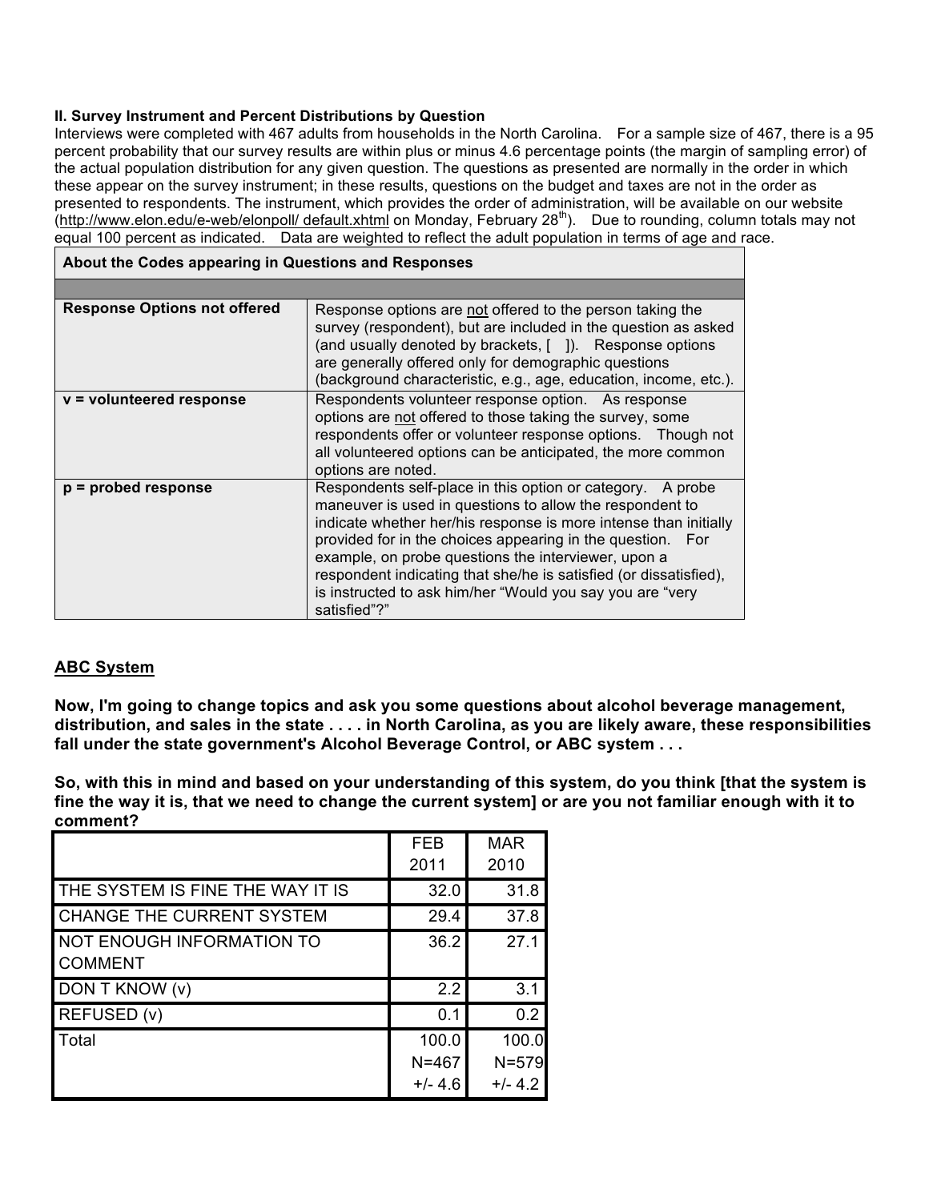**II. Survey Instrument and Percent Distributions by Question**

Interviews were completed with 467 adults from households in the North Carolina. For a sample size of 467, there is a 95 percent probability that our survey results are within plus or minus 4.6 percentage points (the margin of sampling error) of the actual population distribution for any given question. The questions as presented are normally in the order in which these appear on the survey instrument; in these results, questions on the budget and taxes are not in the order as presented to respondents. The instrument, which provides the order of administration, will be available on our website (http://www.elon.edu/e-web/elonpoll/ default.xhtml on Monday, February 28th). Due to rounding, column totals may not equal 100 percent as indicated. Data are weighted to reflect the adult population in terms of age and race.

| About the Codes appearing in Questions and Responses | |
|---|---|
| **Response Options not offered** | Response options are not offered to the person taking the survey (respondent), but are included in the question as asked (and usually denoted by brackets, [ ]). Response options are generally offered only for demographic questions (background characteristic, e.g., age, education, income, etc.). |
| **v = volunteered response** | Respondents volunteer response option. As response options are not offered to those taking the survey, some respondents offer or volunteer response options. Though not all volunteered options can be anticipated, the more common options are noted. |
| **p = probed response** | Respondents self-place in this option or category. A probe maneuver is used in questions to allow the respondent to indicate whether her/his response is more intense than initially provided for in the choices appearing in the question. For example, on probe questions the interviewer, upon a respondent indicating that she/he is satisfied (or dissatisfied), is instructed to ask him/her "Would you say you are "very satisfied"?" |

## ABC System

**Now, I'm going to change topics and ask you some questions about alcohol beverage management, distribution, and sales in the state . . . . in North Carolina, as you are likely aware, these responsibilities fall under the state government's Alcohol Beverage Control, or ABC system . . .**

**So, with this in mind and based on your understanding of this system, do you think [that the system is fine the way it is, that we need to change the current system] or are you not familiar enough with it to comment?**

| | FEB 2011 | MAR 2010 |
|---|---|---|
| THE SYSTEM IS FINE THE WAY IT IS | 32.0 | 31.8 |
| CHANGE THE CURRENT SYSTEM | 29.4 | 37.8 |
| NOT ENOUGH INFORMATION TO COMMENT | 36.2 | 27.1 |
| DON T KNOW (v) | 2.2 | 3.1 |
| REFUSED (v) | 0.1 | 0.2 |
| Total | 100.0 N=467 +/- 4.6 | 100.0 N=579 +/- 4.2 |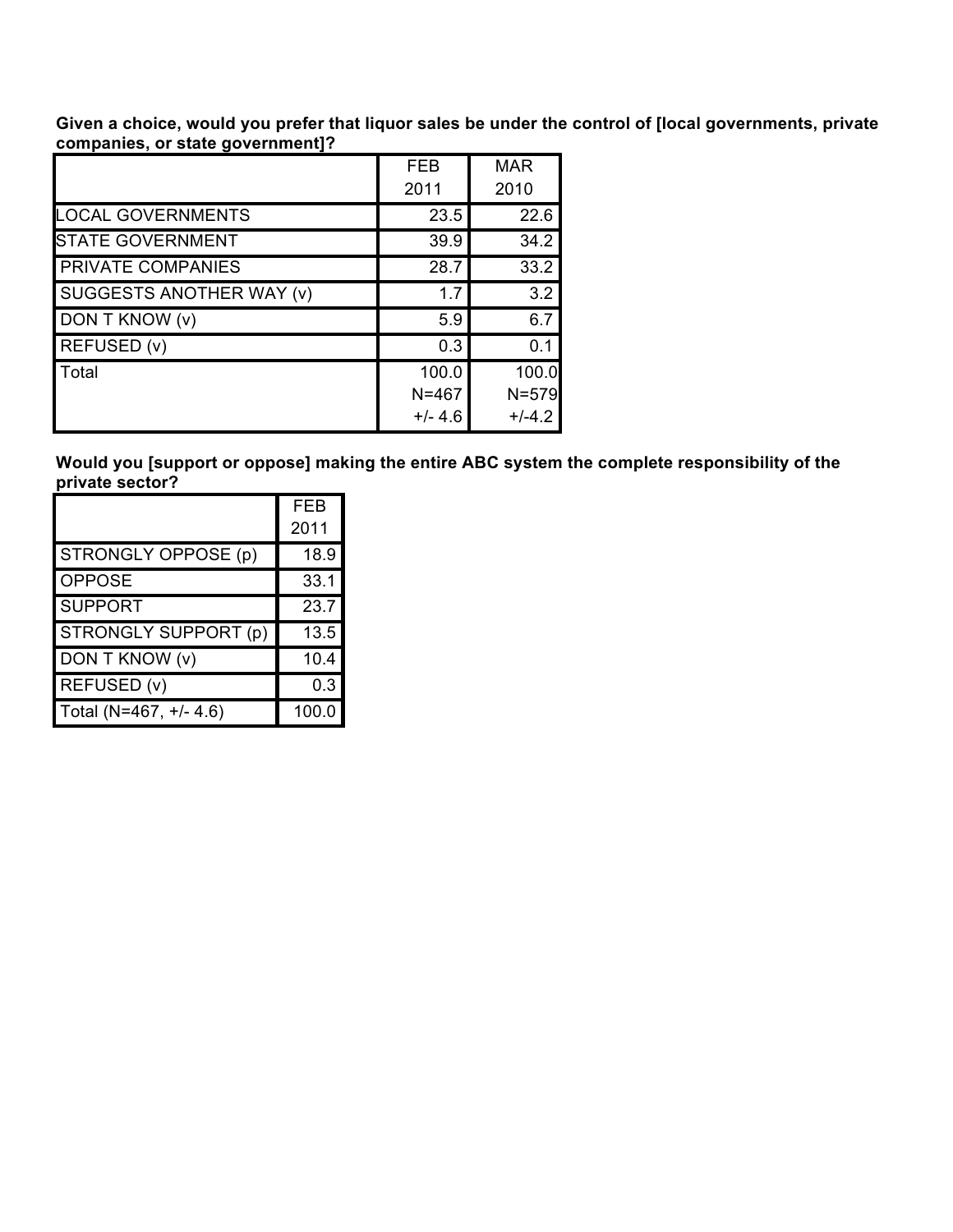**Given a choice, would you prefer that liquor sales be under the control of [local governments, private companies, or state government]?**

| | FEB 2011 | MAR 2010 |
|---|---|---|
| LOCAL GOVERNMENTS | 23.5 | 22.6 |
| STATE GOVERNMENT | 39.9 | 34.2 |
| PRIVATE COMPANIES | 28.7 | 33.2 |
| SUGGESTS ANOTHER WAY (v) | 1.7 | 3.2 |
| DON T KNOW (v) | 5.9 | 6.7 |
| REFUSED (v) | 0.3 | 0.1 |
| Total | 100.0 N=467 +/- 4.6 | 100.0 N=579 +/-4.2 |

**Would you [support or oppose] making the entire ABC system the complete responsibility of the private sector?**

| | FEB 2011 |
|---|---|
| STRONGLY OPPOSE (p) | 18.9 |
| OPPOSE | 33.1 |
| SUPPORT | 23.7 |
| STRONGLY SUPPORT (p) | 13.5 |
| DON T KNOW (v) | 10.4 |
| REFUSED (v) | 0.3 |
| Total (N=467, +/- 4.6) | 100.0 |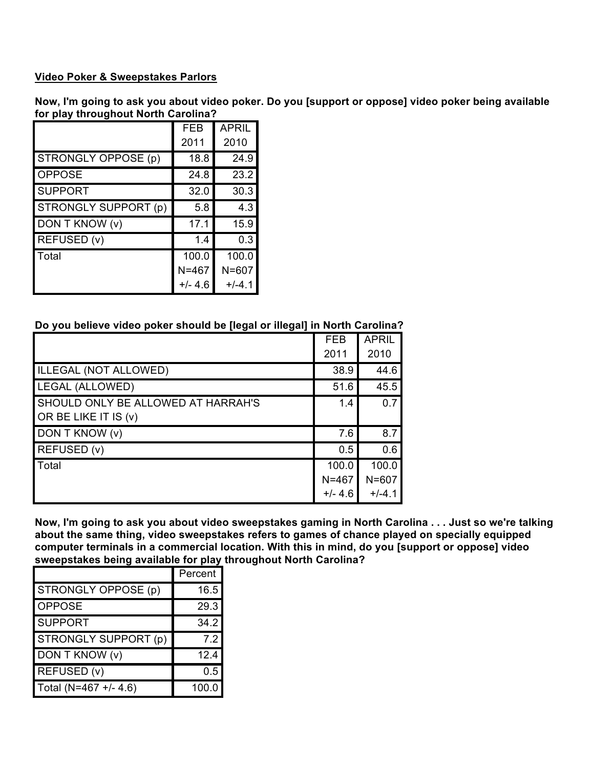**Video Poker & Sweepstakes Parlors**

**Now, I'm going to ask you about video poker. Do you [support or oppose] video poker being available for play throughout North Carolina?**

| | FEB 2011 | APRIL 2010 |
|---|---|---|
| STRONGLY OPPOSE (p) | 18.8 | 24.9 |
| OPPOSE | 24.8 | 23.2 |
| SUPPORT | 32.0 | 30.3 |
| STRONGLY SUPPORT (p) | 5.8 | 4.3 |
| DON T KNOW (v) | 17.1 | 15.9 |
| REFUSED (v) | 1.4 | 0.3 |
| Total | 100.0 N=467 +/- 4.6 | 100.0 N=607 +/-4.1 |

**Do you believe video poker should be [legal or illegal] in North Carolina?**

| | FEB 2011 | APRIL 2010 |
|---|---|---|
| ILLEGAL (NOT ALLOWED) | 38.9 | 44.6 |
| LEGAL (ALLOWED) | 51.6 | 45.5 |
| SHOULD ONLY BE ALLOWED AT HARRAH'S OR BE LIKE IT IS (v) | 1.4 | 0.7 |
| DON T KNOW (v) | 7.6 | 8.7 |
| REFUSED (v) | 0.5 | 0.6 |
| Total | 100.0 N=467 +/- 4.6 | 100.0 N=607 +/-4.1 |

**Now, I'm going to ask you about video sweepstakes gaming in North Carolina . . . Just so we're talking about the same thing, video sweepstakes refers to games of chance played on specially equipped computer terminals in a commercial location. With this in mind, do you [support or oppose] video sweepstakes being available for play throughout North Carolina?**

| | Percent |
|---|---|
| STRONGLY OPPOSE (p) | 16.5 |
| OPPOSE | 29.3 |
| SUPPORT | 34.2 |
| STRONGLY SUPPORT (p) | 7.2 |
| DON T KNOW (v) | 12.4 |
| REFUSED (v) | 0.5 |
| Total (N=467 +/- 4.6) | 100.0 |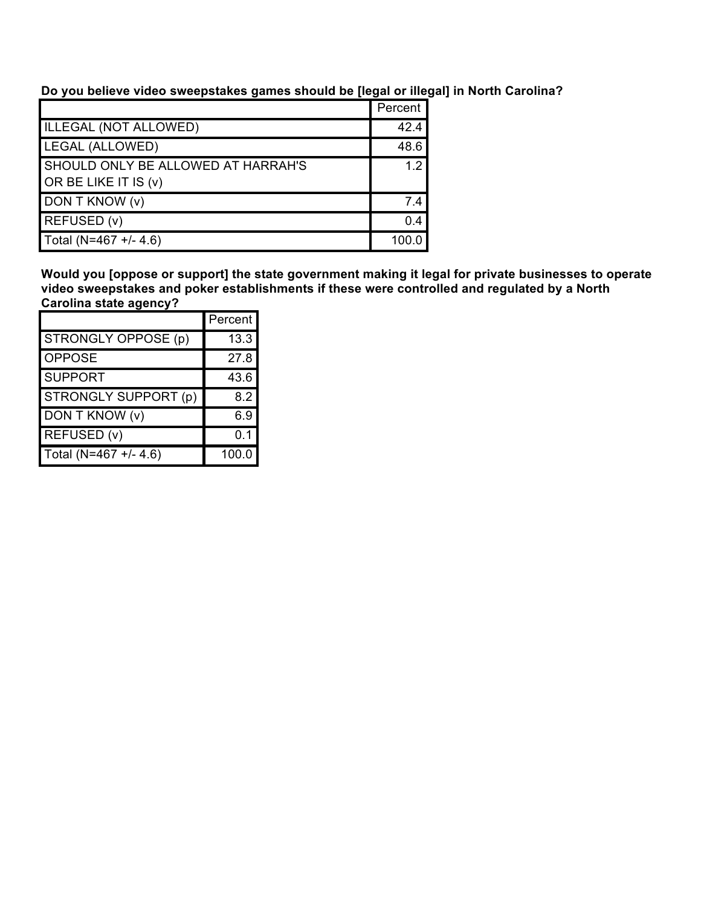**Do you believe video sweepstakes games should be [legal or illegal] in North Carolina?**

| | Percent |
|---|---|
| ILLEGAL (NOT ALLOWED) | 42.4 |
| LEGAL (ALLOWED) | 48.6 |
| SHOULD ONLY BE ALLOWED AT HARRAH'S OR BE LIKE IT IS (v) | 1.2 |
| DON T KNOW (v) | 7.4 |
| REFUSED (v) | 0.4 |
| Total (N=467 +/- 4.6) | 100.0 |

**Would you [oppose or support] the state government making it legal for private businesses to operate video sweepstakes and poker establishments if these were controlled and regulated by a North Carolina state agency?**

| | Percent |
|---|---|
| STRONGLY OPPOSE (p) | 13.3 |
| OPPOSE | 27.8 |
| SUPPORT | 43.6 |
| STRONGLY SUPPORT (p) | 8.2 |
| DON T KNOW (v) | 6.9 |
| REFUSED (v) | 0.1 |
| Total (N=467 +/- 4.6) | 100.0 |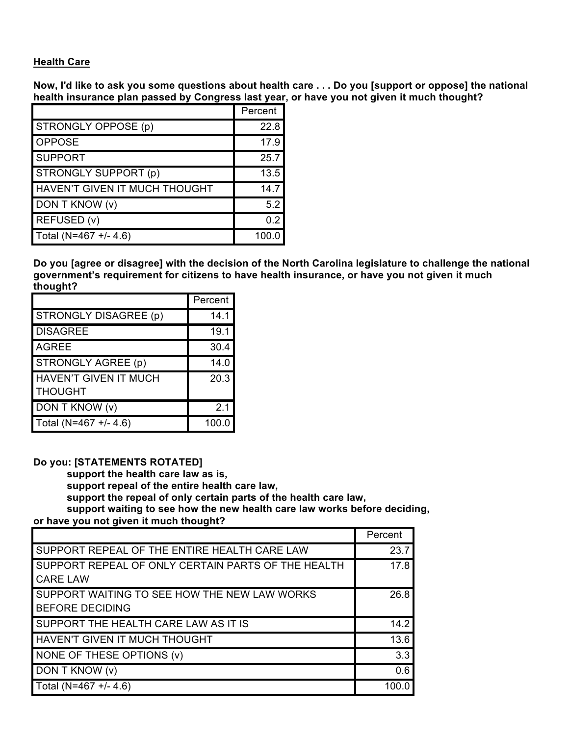**Health Care**

**Now, I'd like to ask you some questions about health care . . . Do you [support or oppose] the national health insurance plan passed by Congress last year, or have you not given it much thought?**

| | Percent |
|---|---|
| STRONGLY OPPOSE (p) | 22.8 |
| OPPOSE | 17.9 |
| SUPPORT | 25.7 |
| STRONGLY SUPPORT (p) | 13.5 |
| HAVEN'T GIVEN IT MUCH THOUGHT | 14.7 |
| DON T KNOW (v) | 5.2 |
| REFUSED (v) | 0.2 |
| Total (N=467 +/- 4.6) | 100.0 |

**Do you [agree or disagree] with the decision of the North Carolina legislature to challenge the national government's requirement for citizens to have health insurance, or have you not given it much thought?**

| | Percent |
|---|---|
| STRONGLY DISAGREE (p) | 14.1 |
| DISAGREE | 19.1 |
| AGREE | 30.4 |
| STRONGLY AGREE (p) | 14.0 |
| HAVEN'T GIVEN IT MUCH THOUGHT | 20.3 |
| DON T KNOW (v) | 2.1 |
| Total (N=467 +/- 4.6) | 100.0 |

**Do you: [STATEMENTS ROTATED]**

**support the health care law as is,**
**support repeal of the entire health care law,**
**support the repeal of only certain parts of the health care law,**
**support waiting to see how the new health care law works before deciding,**

**or have you not given it much thought?**

| | Percent |
|---|---|
| SUPPORT REPEAL OF THE ENTIRE HEALTH CARE LAW | 23.7 |
| SUPPORT REPEAL OF ONLY CERTAIN PARTS OF THE HEALTH CARE LAW | 17.8 |
| SUPPORT WAITING TO SEE HOW THE NEW LAW WORKS BEFORE DECIDING | 26.8 |
| SUPPORT THE HEALTH CARE LAW AS IT IS | 14.2 |
| HAVEN'T GIVEN IT MUCH THOUGHT | 13.6 |
| NONE OF THESE OPTIONS (v) | 3.3 |
| DON T KNOW (v) | 0.6 |
| Total (N=467 +/- 4.6) | 100.0 |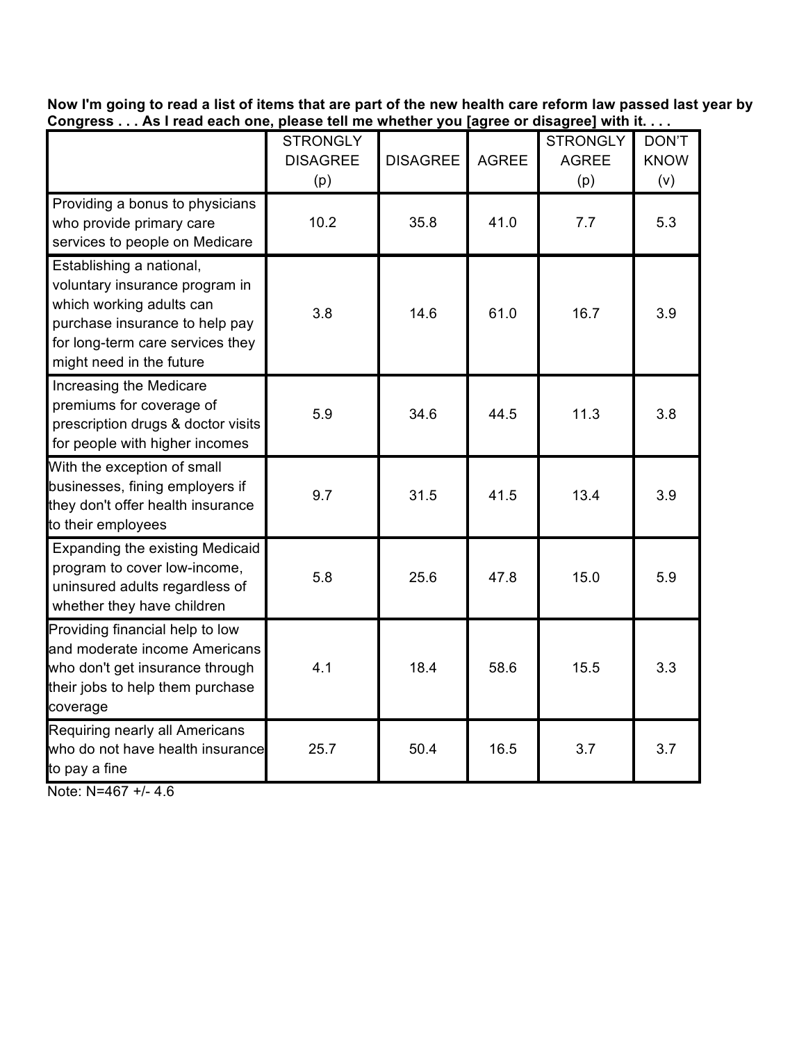**Now I'm going to read a list of items that are part of the new health care reform law passed last year by Congress . . . As I read each one, please tell me whether you [agree or disagree] with it. . . .**

| | STRONGLY DISAGREE (p) | DISAGREE | AGREE | STRONGLY AGREE (p) | DON'T KNOW (v) |
|---|---|---|---|---|---|
| Providing a bonus to physicians who provide primary care services to people on Medicare | 10.2 | 35.8 | 41.0 | 7.7 | 5.3 |
| Establishing a national, voluntary insurance program in which working adults can purchase insurance to help pay for long-term care services they might need in the future | 3.8 | 14.6 | 61.0 | 16.7 | 3.9 |
| Increasing the Medicare premiums for coverage of prescription drugs & doctor visits for people with higher incomes | 5.9 | 34.6 | 44.5 | 11.3 | 3.8 |
| With the exception of small businesses, fining employers if they don't offer health insurance to their employees | 9.7 | 31.5 | 41.5 | 13.4 | 3.9 |
| Expanding the existing Medicaid program to cover low-income, uninsured adults regardless of whether they have children | 5.8 | 25.6 | 47.8 | 15.0 | 5.9 |
| Providing financial help to low and moderate income Americans who don't get insurance through their jobs to help them purchase coverage | 4.1 | 18.4 | 58.6 | 15.5 | 3.3 |
| Requiring nearly all Americans who do not have health insurance to pay a fine | 25.7 | 50.4 | 16.5 | 3.7 | 3.7 |

Note: N=467 +/- 4.6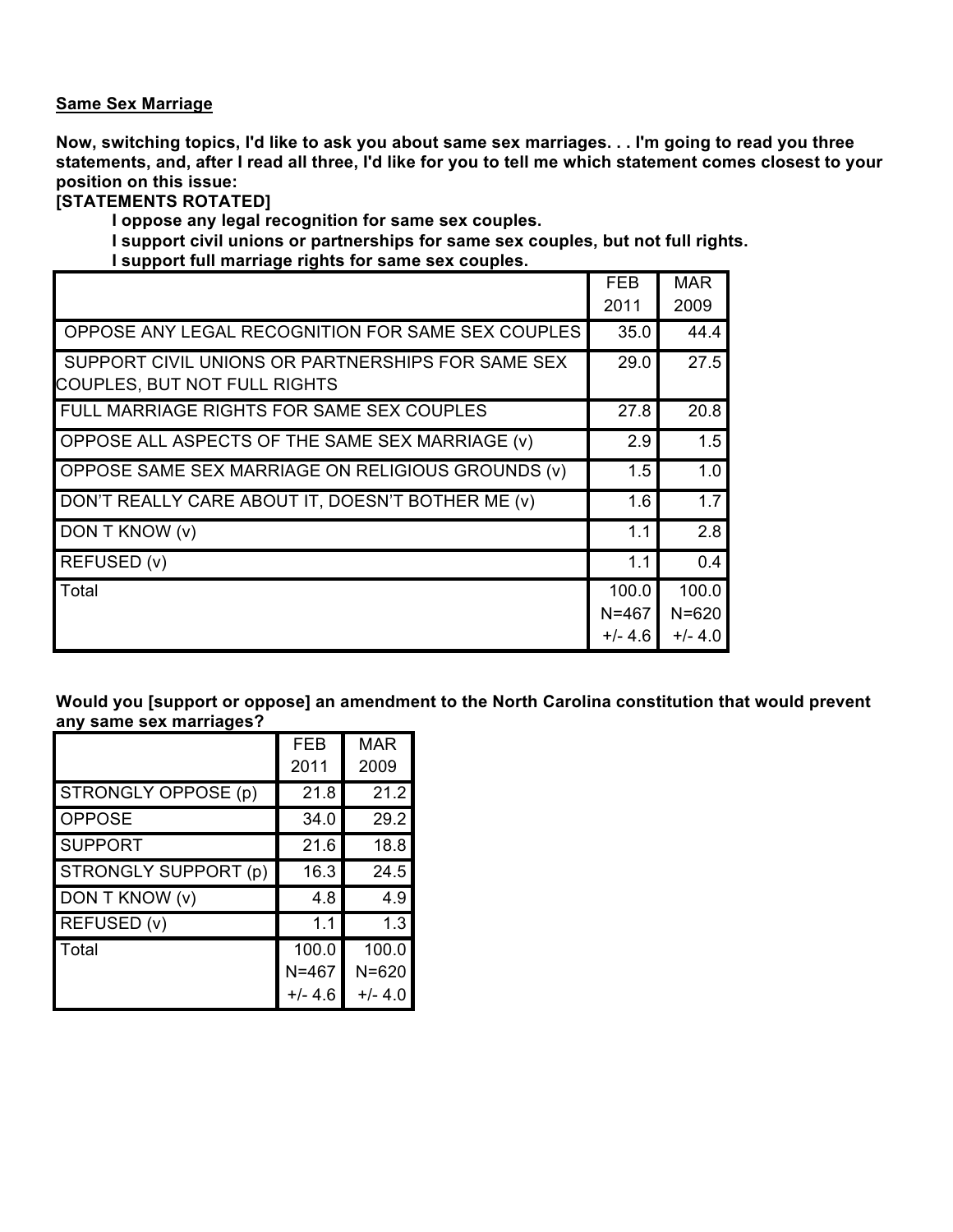**Same Sex Marriage**

**Now, switching topics, I'd like to ask you about same sex marriages. . . I'm going to read you three statements, and, after I read all three, I'd like for you to tell me which statement comes closest to your position on this issue:**

**[STATEMENTS ROTATED]**

**I oppose any legal recognition for same sex couples.**
**I support civil unions or partnerships for same sex couples, but not full rights.**
**I support full marriage rights for same sex couples.**

| | FEB 2011 | MAR 2009 |
|---|---|---|
| OPPOSE ANY LEGAL RECOGNITION FOR SAME SEX COUPLES | 35.0 | 44.4 |
| SUPPORT CIVIL UNIONS OR PARTNERSHIPS FOR SAME SEX COUPLES, BUT NOT FULL RIGHTS | 29.0 | 27.5 |
| FULL MARRIAGE RIGHTS FOR SAME SEX COUPLES | 27.8 | 20.8 |
| OPPOSE ALL ASPECTS OF THE SAME SEX MARRIAGE (v) | 2.9 | 1.5 |
| OPPOSE SAME SEX MARRIAGE ON RELIGIOUS GROUNDS (v) | 1.5 | 1.0 |
| DON'T REALLY CARE ABOUT IT, DOESN'T BOTHER ME (v) | 1.6 | 1.7 |
| DON T KNOW (v) | 1.1 | 2.8 |
| REFUSED (v) | 1.1 | 0.4 |
| Total | 100.0<br>N=467<br>+/- 4.6 | 100.0<br>N=620<br>+/- 4.0 |

**Would you [support or oppose] an amendment to the North Carolina constitution that would prevent any same sex marriages?**

| | FEB 2011 | MAR 2009 |
|---|---|---|
| STRONGLY OPPOSE (p) | 21.8 | 21.2 |
| OPPOSE | 34.0 | 29.2 |
| SUPPORT | 21.6 | 18.8 |
| STRONGLY SUPPORT (p) | 16.3 | 24.5 |
| DON T KNOW (v) | 4.8 | 4.9 |
| REFUSED (v) | 1.1 | 1.3 |
| Total | 100.0<br>N=467<br>+/- 4.6 | 100.0<br>N=620<br>+/- 4.0 |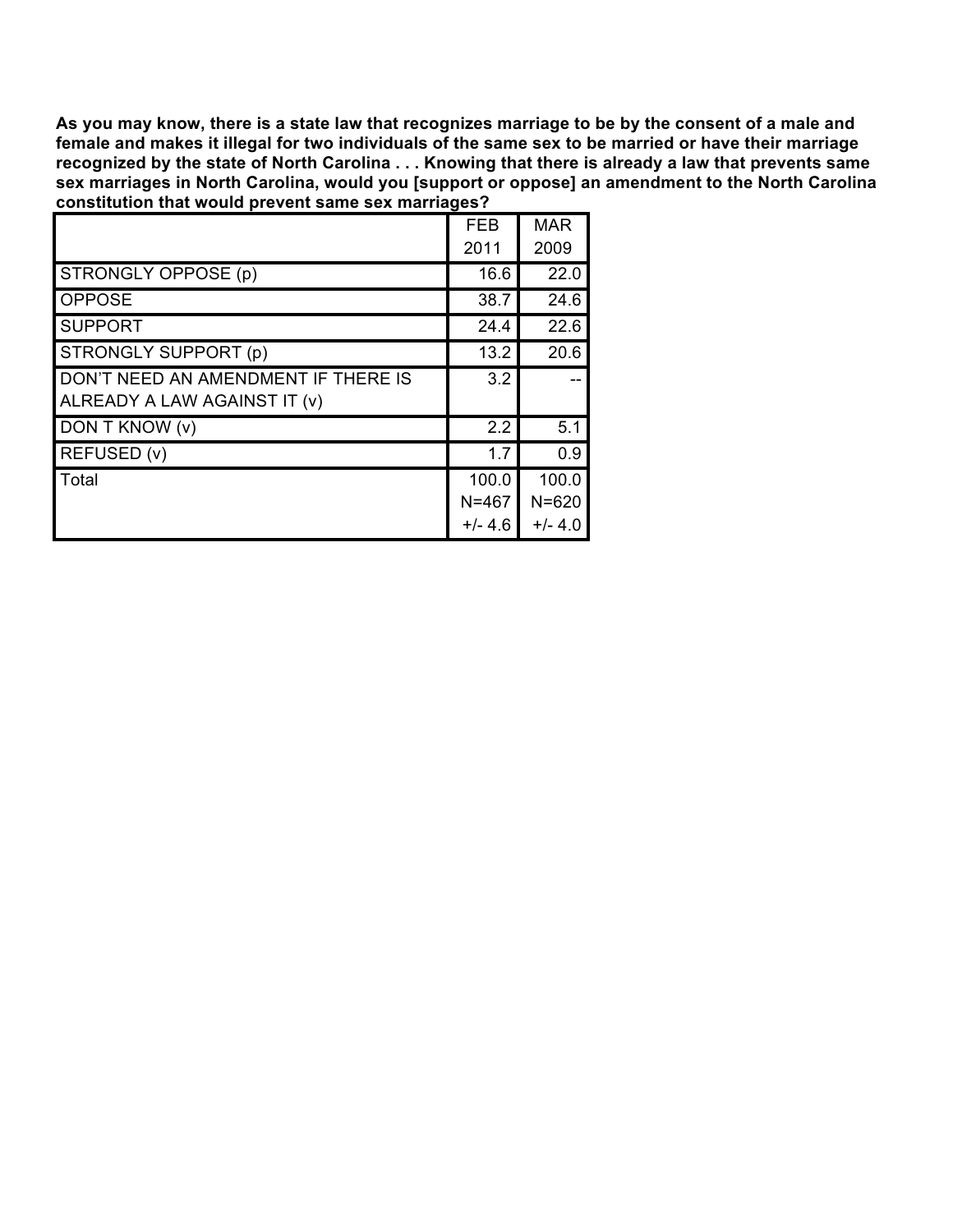**As you may know, there is a state law that recognizes marriage to be by the consent of a male and female and makes it illegal for two individuals of the same sex to be married or have their marriage recognized by the state of North Carolina . . . Knowing that there is already a law that prevents same sex marriages in North Carolina, would you [support or oppose] an amendment to the North Carolina constitution that would prevent same sex marriages?**

| | FEB 2011 | MAR 2009 |
|---|---|---|
| STRONGLY OPPOSE (p) | 16.6 | 22.0 |
| OPPOSE | 38.7 | 24.6 |
| SUPPORT | 24.4 | 22.6 |
| STRONGLY SUPPORT (p) | 13.2 | 20.6 |
| DON'T NEED AN AMENDMENT IF THERE IS ALREADY A LAW AGAINST IT (v) | 3.2 | -- |
| DON T KNOW (v) | 2.2 | 5.1 |
| REFUSED (v) | 1.7 | 0.9 |
| Total | 100.0<br>N=467<br>+/- 4.6 | 100.0<br>N=620<br>+/- 4.0 |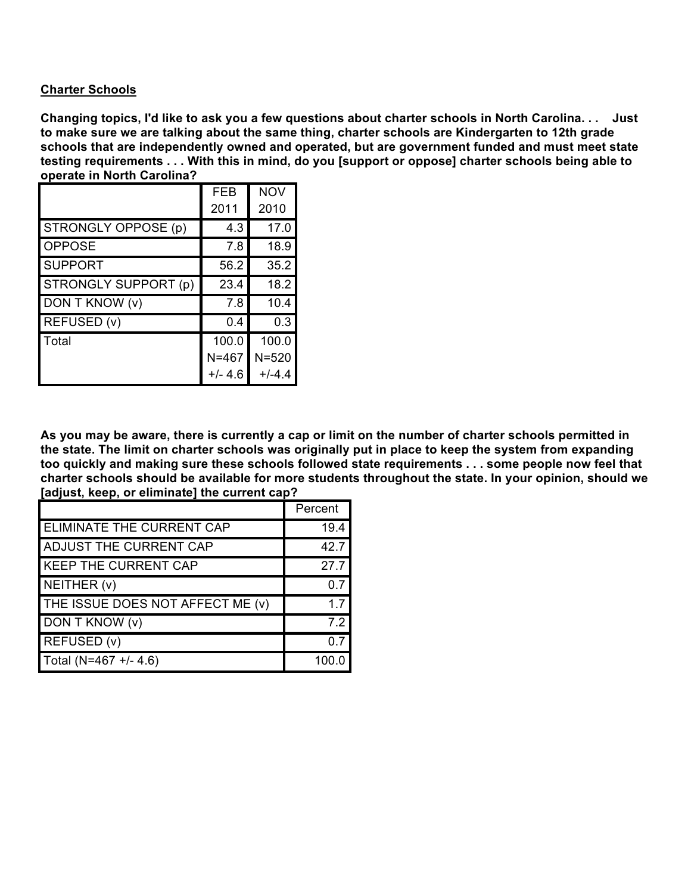## Charter Schools

**Changing topics, I'd like to ask you a few questions about charter schools in North Carolina. . . Just to make sure we are talking about the same thing, charter schools are Kindergarten to 12th grade schools that are independently owned and operated, but are government funded and must meet state testing requirements . . . With this in mind, do you [support or oppose] charter schools being able to operate in North Carolina?**

| | FEB 2011 | NOV 2010 |
|---|---|---|
| STRONGLY OPPOSE (p) | 4.3 | 17.0 |
| OPPOSE | 7.8 | 18.9 |
| SUPPORT | 56.2 | 35.2 |
| STRONGLY SUPPORT (p) | 23.4 | 18.2 |
| DON T KNOW (v) | 7.8 | 10.4 |
| REFUSED (v) | 0.4 | 0.3 |
| Total | 100.0 N=467 +/- 4.6 | 100.0 N=520 +/-4.4 |

**As you may be aware, there is currently a cap or limit on the number of charter schools permitted in the state. The limit on charter schools was originally put in place to keep the system from expanding too quickly and making sure these schools followed state requirements . . . some people now feel that charter schools should be available for more students throughout the state. In your opinion, should we [adjust, keep, or eliminate] the current cap?**

| | Percent |
|---|---|
| ELIMINATE THE CURRENT CAP | 19.4 |
| ADJUST THE CURRENT CAP | 42.7 |
| KEEP THE CURRENT CAP | 27.7 |
| NEITHER (v) | 0.7 |
| THE ISSUE DOES NOT AFFECT ME (v) | 1.7 |
| DON T KNOW (v) | 7.2 |
| REFUSED (v) | 0.7 |
| Total (N=467 +/- 4.6) | 100.0 |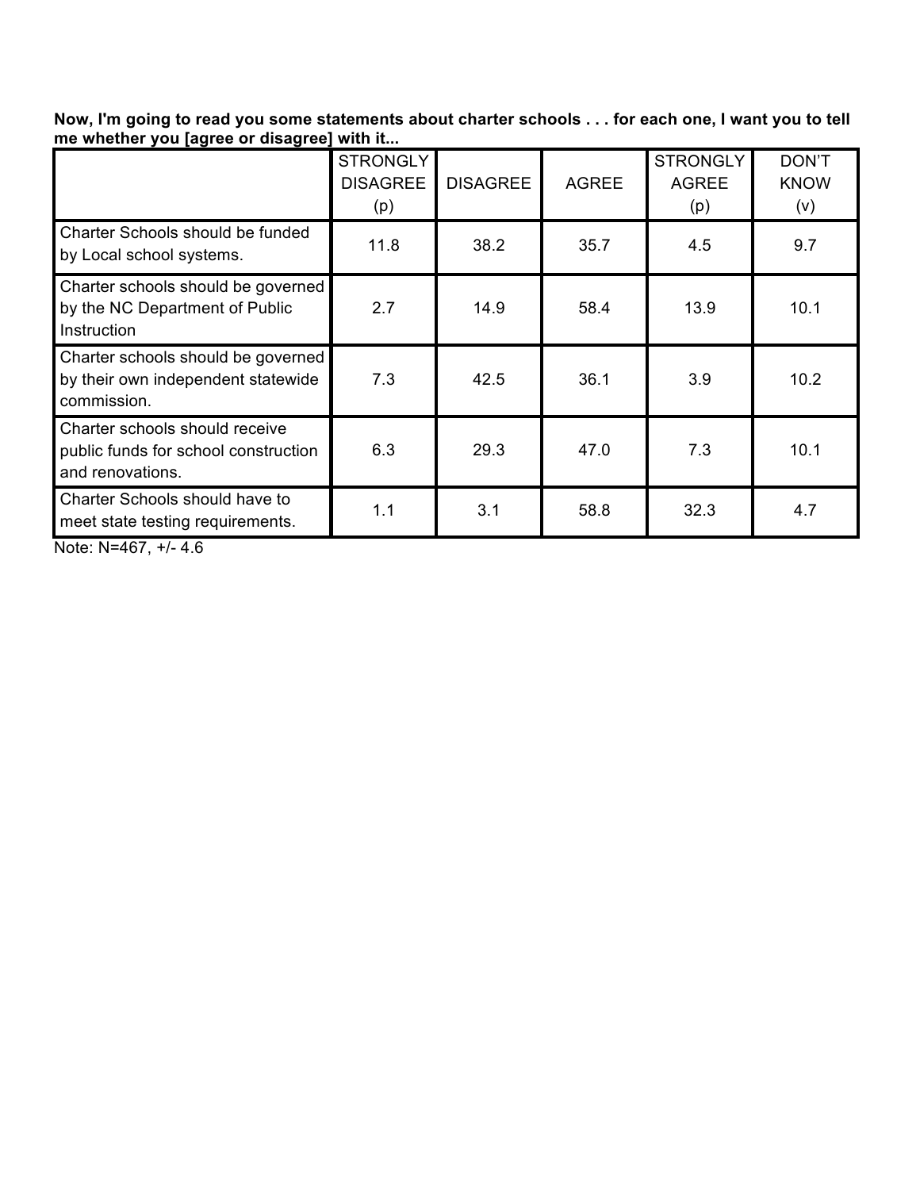**Now, I'm going to read you some statements about charter schools . . . for each one, I want you to tell me whether you [agree or disagree] with it...**

| | STRONGLY DISAGREE (p) | DISAGREE | AGREE | STRONGLY AGREE (p) | DON'T KNOW (v) |
|---|---|---|---|---|---|
| Charter Schools should be funded by Local school systems. | 11.8 | 38.2 | 35.7 | 4.5 | 9.7 |
| Charter schools should be governed by the NC Department of Public Instruction | 2.7 | 14.9 | 58.4 | 13.9 | 10.1 |
| Charter schools should be governed by their own independent statewide commission. | 7.3 | 42.5 | 36.1 | 3.9 | 10.2 |
| Charter schools should receive public funds for school construction and renovations. | 6.3 | 29.3 | 47.0 | 7.3 | 10.1 |
| Charter Schools should have to meet state testing requirements. | 1.1 | 3.1 | 58.8 | 32.3 | 4.7 |

Note: N=467, +/- 4.6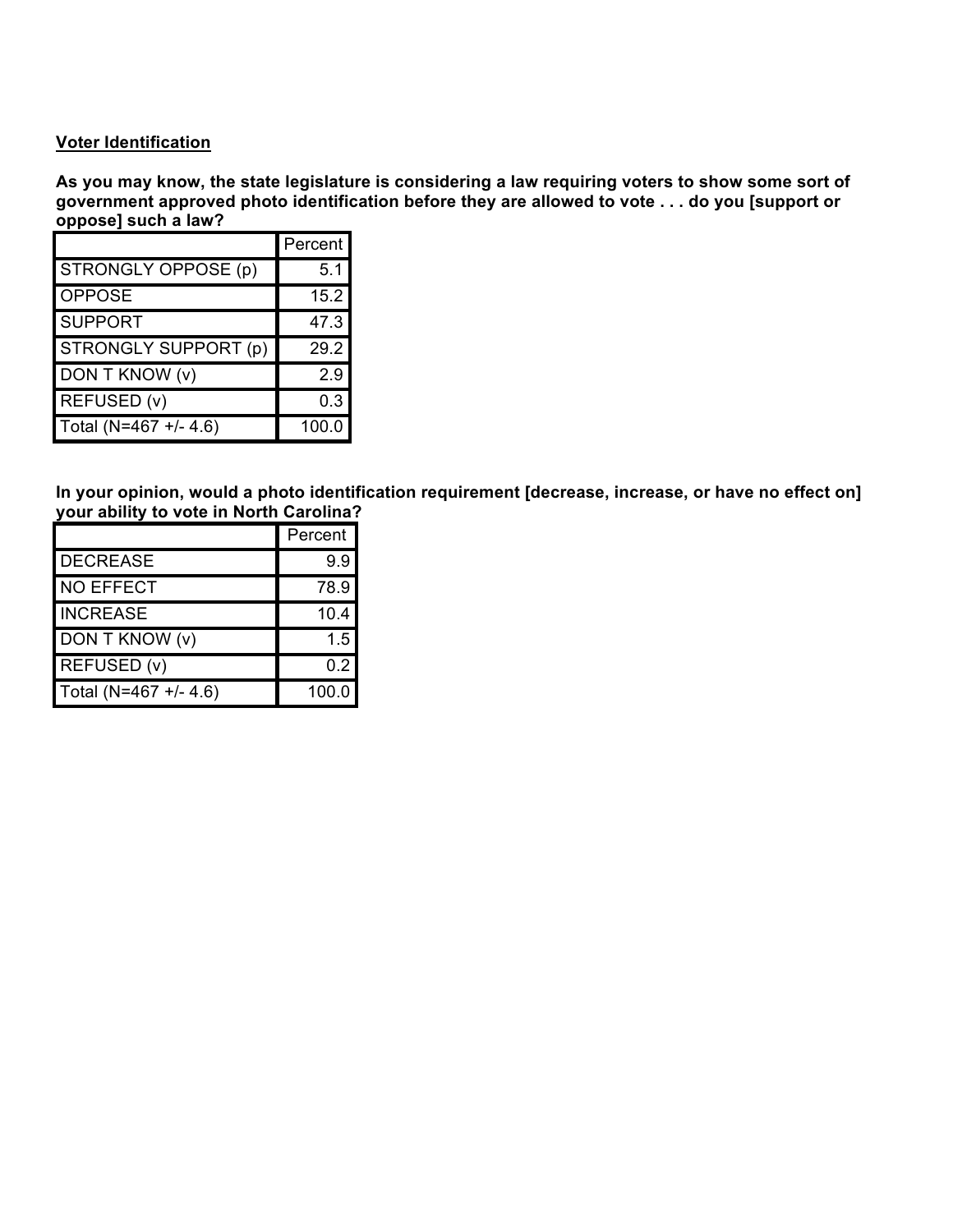**Voter Identification**

**As you may know, the state legislature is considering a law requiring voters to show some sort of government approved photo identification before they are allowed to vote . . . do you [support or oppose] such a law?**

| | Percent |
|---|---|
| STRONGLY OPPOSE (p) | 5.1 |
| OPPOSE | 15.2 |
| SUPPORT | 47.3 |
| STRONGLY SUPPORT (p) | 29.2 |
| DON T KNOW (v) | 2.9 |
| REFUSED (v) | 0.3 |
| Total (N=467 +/- 4.6) | 100.0 |

**In your opinion, would a photo identification requirement [decrease, increase, or have no effect on] your ability to vote in North Carolina?**

| | Percent |
|---|---|
| DECREASE | 9.9 |
| NO EFFECT | 78.9 |
| INCREASE | 10.4 |
| DON T KNOW (v) | 1.5 |
| REFUSED (v) | 0.2 |
| Total (N=467 +/- 4.6) | 100.0 |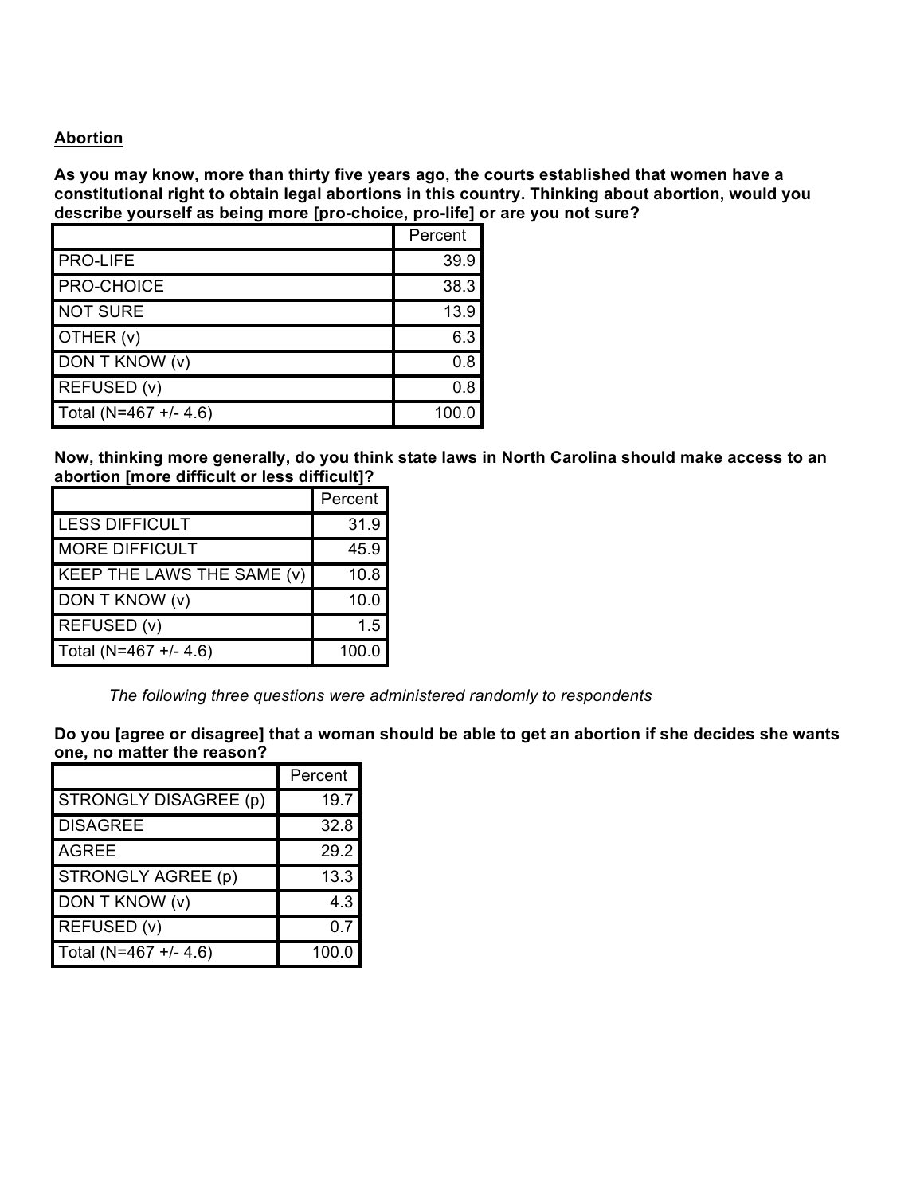**Abortion**

**As you may know, more than thirty five years ago, the courts established that women have a constitutional right to obtain legal abortions in this country. Thinking about abortion, would you describe yourself as being more [pro-choice, pro-life] or are you not sure?**

| | Percent |
|---|---|
| PRO-LIFE | 39.9 |
| PRO-CHOICE | 38.3 |
| NOT SURE | 13.9 |
| OTHER (v) | 6.3 |
| DON T KNOW (v) | 0.8 |
| REFUSED (v) | 0.8 |
| Total (N=467 +/- 4.6) | 100.0 |

**Now, thinking more generally, do you think state laws in North Carolina should make access to an abortion [more difficult or less difficult]?**

| | Percent |
|---|---|
| LESS DIFFICULT | 31.9 |
| MORE DIFFICULT | 45.9 |
| KEEP THE LAWS THE SAME (v) | 10.8 |
| DON T KNOW (v) | 10.0 |
| REFUSED (v) | 1.5 |
| Total (N=467 +/- 4.6) | 100.0 |

*The following three questions were administered randomly to respondents*

**Do you [agree or disagree] that a woman should be able to get an abortion if she decides she wants one, no matter the reason?**

| | Percent |
|---|---|
| STRONGLY DISAGREE (p) | 19.7 |
| DISAGREE | 32.8 |
| AGREE | 29.2 |
| STRONGLY AGREE (p) | 13.3 |
| DON T KNOW (v) | 4.3 |
| REFUSED (v) | 0.7 |
| Total (N=467 +/- 4.6) | 100.0 |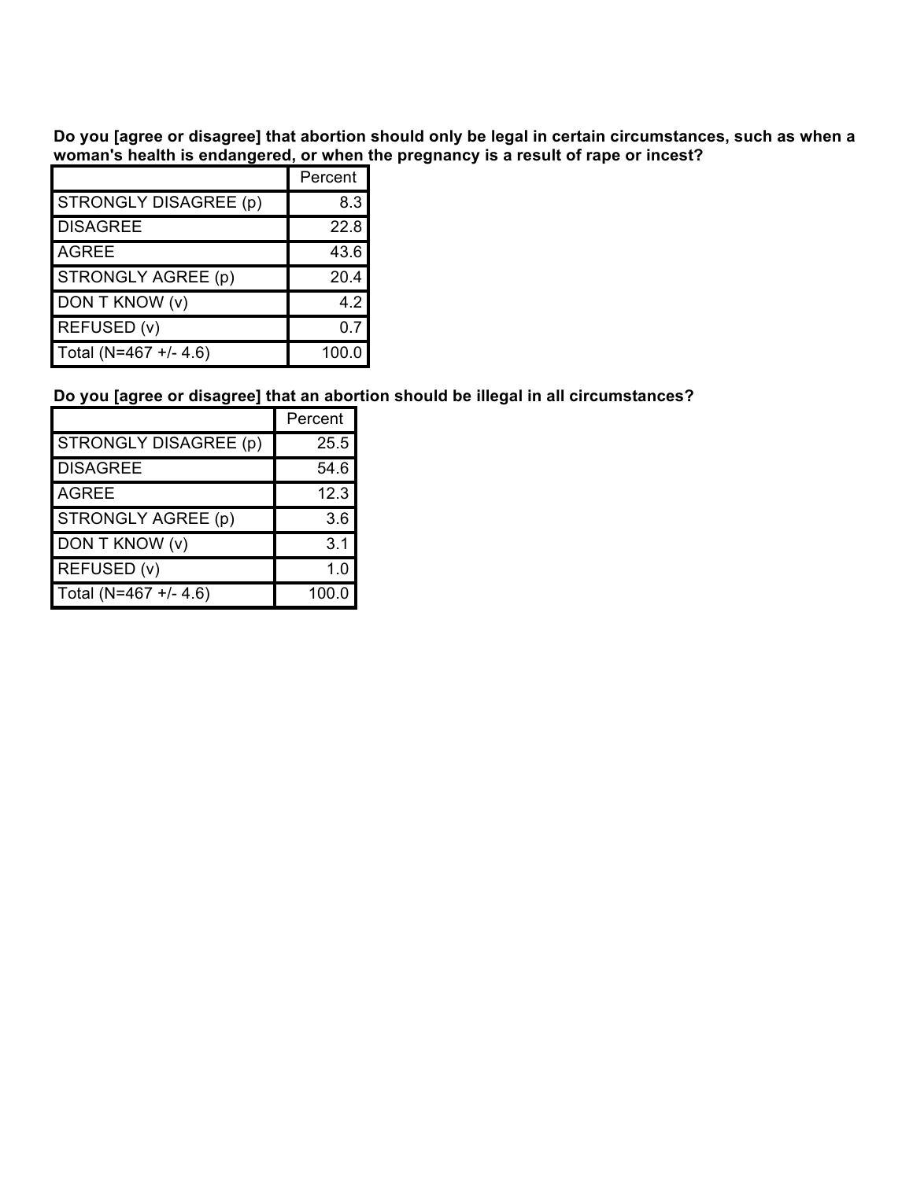**Do you [agree or disagree] that abortion should only be legal in certain circumstances, such as when a woman's health is endangered, or when the pregnancy is a result of rape or incest?**

| | Percent |
|---|---|
| STRONGLY DISAGREE (p) | 8.3 |
| DISAGREE | 22.8 |
| AGREE | 43.6 |
| STRONGLY AGREE (p) | 20.4 |
| DON T KNOW (v) | 4.2 |
| REFUSED (v) | 0.7 |
| Total (N=467 +/- 4.6) | 100.0 |

**Do you [agree or disagree] that an abortion should be illegal in all circumstances?**

| | Percent |
|---|---|
| STRONGLY DISAGREE (p) | 25.5 |
| DISAGREE | 54.6 |
| AGREE | 12.3 |
| STRONGLY AGREE (p) | 3.6 |
| DON T KNOW (v) | 3.1 |
| REFUSED (v) | 1.0 |
| Total (N=467 +/- 4.6) | 100.0 |